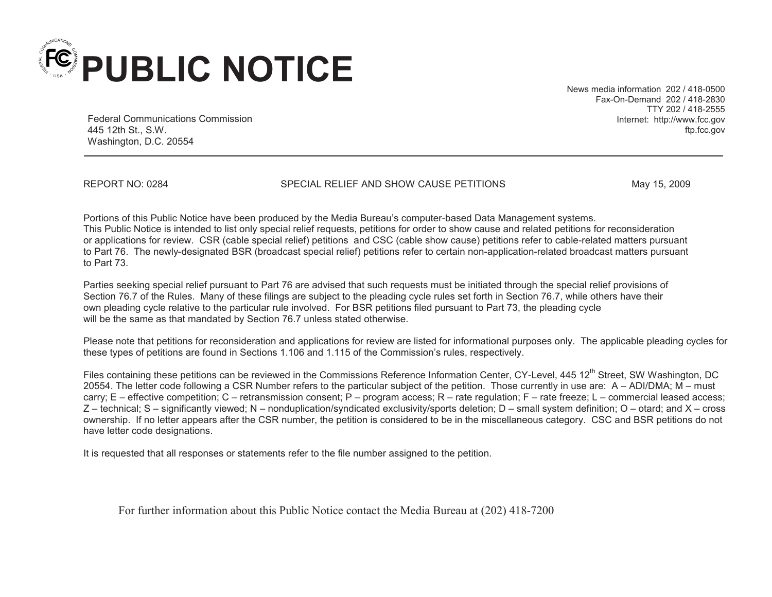# PUBLIC NOTICE

Federal Communications Commission
445 12th St., S.W.
Washington, D.C. 20554

News media information 202 / 418-0500
Fax-On-Demand 202 / 418-2830
TTY 202 / 418-2555
Internet: http://www.fcc.gov
ftp.fcc.gov

REPORT NO: 0284 SPECIAL RELIEF AND SHOW CAUSE PETITIONS May 15, 2009

Portions of this Public Notice have been produced by the Media Bureau's computer-based Data Management systems.
This Public Notice is intended to list only special relief requests, petitions for order to show cause and related petitions for reconsideration or applications for review. CSR (cable special relief) petitions and CSC (cable show cause) petitions refer to cable-related matters pursuant to Part 76. The newly-designated BSR (broadcast special relief) petitions refer to certain non-application-related broadcast matters pursuant to Part 73.

Parties seeking special relief pursuant to Part 76 are advised that such requests must be initiated through the special relief provisions of Section 76.7 of the Rules. Many of these filings are subject to the pleading cycle rules set forth in Section 76.7, while others have their own pleading cycle relative to the particular rule involved. For BSR petitions filed pursuant to Part 73, the pleading cycle will be the same as that mandated by Section 76.7 unless stated otherwise.

Please note that petitions for reconsideration and applications for review are listed for informational purposes only. The applicable pleading cycles for these types of petitions are found in Sections 1.106 and 1.115 of the Commission's rules, respectively.

Files containing these petitions can be reviewed in the Commissions Reference Information Center, CY-Level, 445 12th Street, SW Washington, DC 20554. The letter code following a CSR Number refers to the particular subject of the petition. Those currently in use are: A – ADI/DMA; M – must carry; E – effective competition; C – retransmission consent; P – program access; R – rate regulation; F – rate freeze; L – commercial leased access; Z – technical; S – significantly viewed; N – nonduplication/syndicated exclusivity/sports deletion; D – small system definition; O – otard; and X – cross ownership. If no letter appears after the CSR number, the petition is considered to be in the miscellaneous category. CSC and BSR petitions do not have letter code designations.

It is requested that all responses or statements refer to the file number assigned to the petition.

For further information about this Public Notice contact the Media Bureau at (202) 418-7200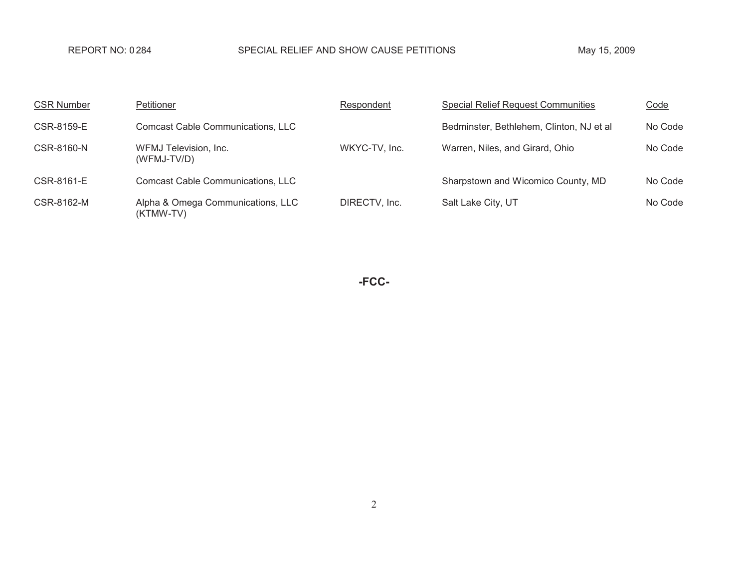| CSR Number | Petitioner | Respondent | Special Relief Request Communities | Code |
|---|---|---|---|---|
| CSR-8159-E | Comcast Cable Communications, LLC | | Bedminster, Bethlehem, Clinton, NJ et al | No Code |
| CSR-8160-N | WFMJ Television, Inc. (WFMJ-TV/D) | WKYC-TV, Inc. | Warren, Niles, and Girard, Ohio | No Code |
| CSR-8161-E | Comcast Cable Communications, LLC | | Sharpstown and Wicomico County, MD | No Code |
| CSR-8162-M | Alpha & Omega Communications, LLC (KTMW-TV) | DIRECTV, Inc. | Salt Lake City, UT | No Code |

**-FCC-**